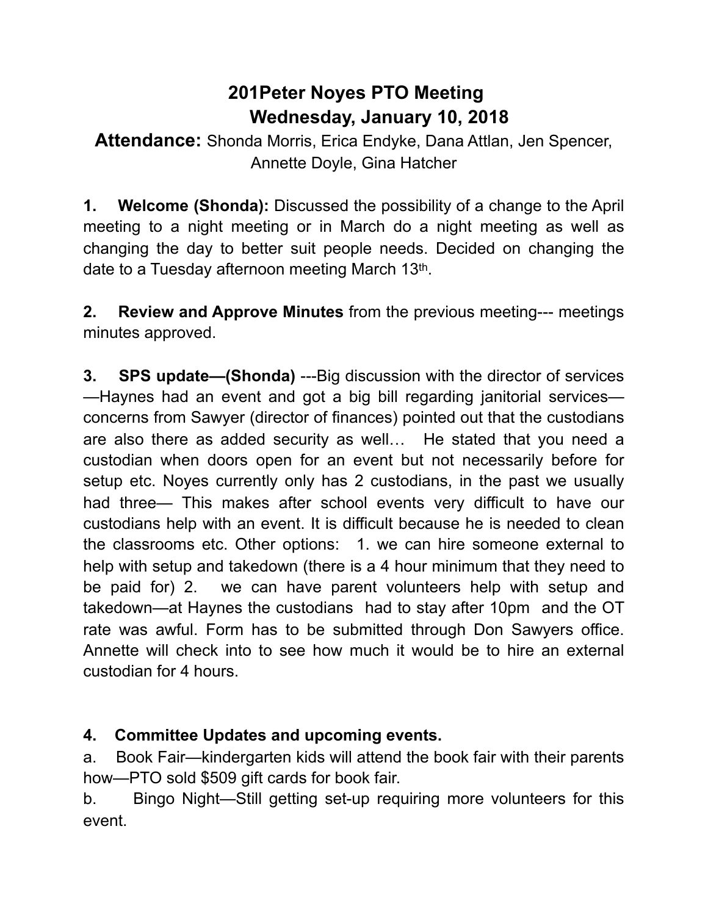# 201Peter Noyes PTO Meeting
## Wednesday, January 10, 2018

**Attendance:** Shonda Morris, Erica Endyke, Dana Attlan, Jen Spencer, Annette Doyle, Gina Hatcher

**1. Welcome (Shonda):** Discussed the possibility of a change to the April meeting to a night meeting or in March do a night meeting as well as changing the day to better suit people needs. Decided on changing the date to a Tuesday afternoon meeting March 13th.

**2. Review and Approve Minutes** from the previous meeting--- meetings minutes approved.

**3. SPS update—(Shonda)** ---Big discussion with the director of services —Haynes had an event and got a big bill regarding janitorial services— concerns from Sawyer (director of finances) pointed out that the custodians are also there as added security as well… He stated that you need a custodian when doors open for an event but not necessarily before for setup etc. Noyes currently only has 2 custodians, in the past we usually had three— This makes after school events very difficult to have our custodians help with an event. It is difficult because he is needed to clean the classrooms etc. Other options: 1. we can hire someone external to help with setup and takedown (there is a 4 hour minimum that they need to be paid for) 2. we can have parent volunteers help with setup and takedown—at Haynes the custodians had to stay after 10pm and the OT rate was awful. Form has to be submitted through Don Sawyers office. Annette will check into to see how much it would be to hire an external custodian for 4 hours.

**4. Committee Updates and upcoming events.**

a. Book Fair—kindergarten kids will attend the book fair with their parents how—PTO sold $509 gift cards for book fair.

b. Bingo Night—Still getting set-up requiring more volunteers for this event.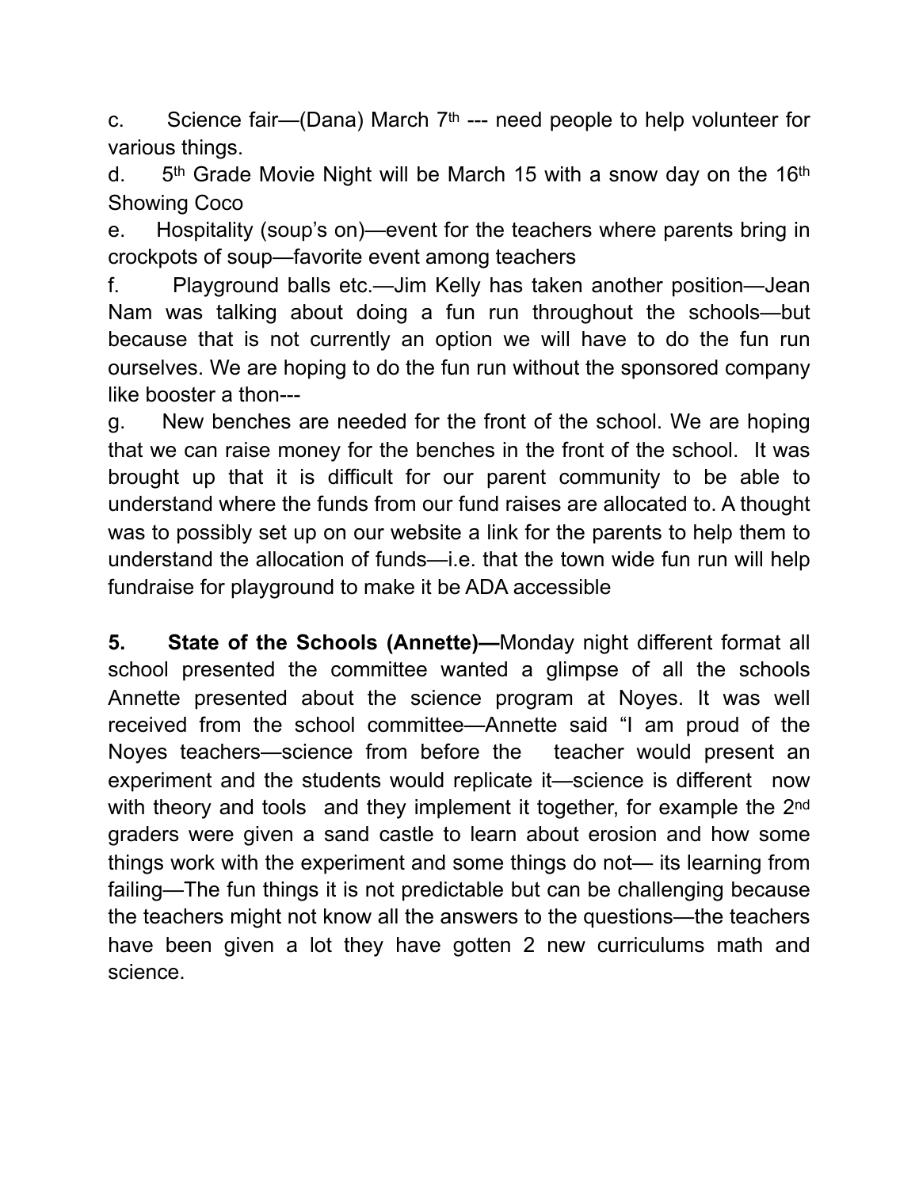c. Science fair—(Dana) March 7th --- need people to help volunteer for various things.

d. 5th Grade Movie Night will be March 15 with a snow day on the 16th Showing Coco

e. Hospitality (soup's on)—event for the teachers where parents bring in crockpots of soup—favorite event among teachers

f. Playground balls etc.—Jim Kelly has taken another position—Jean Nam was talking about doing a fun run throughout the schools—but because that is not currently an option we will have to do the fun run ourselves. We are hoping to do the fun run without the sponsored company like booster a thon---

g. New benches are needed for the front of the school. We are hoping that we can raise money for the benches in the front of the school. It was brought up that it is difficult for our parent community to be able to understand where the funds from our fund raises are allocated to. A thought was to possibly set up on our website a link for the parents to help them to understand the allocation of funds—i.e. that the town wide fun run will help fundraise for playground to make it be ADA accessible

**5. State of the Schools (Annette)—**Monday night different format all school presented the committee wanted a glimpse of all the schools Annette presented about the science program at Noyes. It was well received from the school committee—Annette said "I am proud of the Noyes teachers—science from before the teacher would present an experiment and the students would replicate it—science is different now with theory and tools and they implement it together, for example the 2nd graders were given a sand castle to learn about erosion and how some things work with the experiment and some things do not— its learning from failing—The fun things it is not predictable but can be challenging because the teachers might not know all the answers to the questions—the teachers have been given a lot they have gotten 2 new curriculums math and science.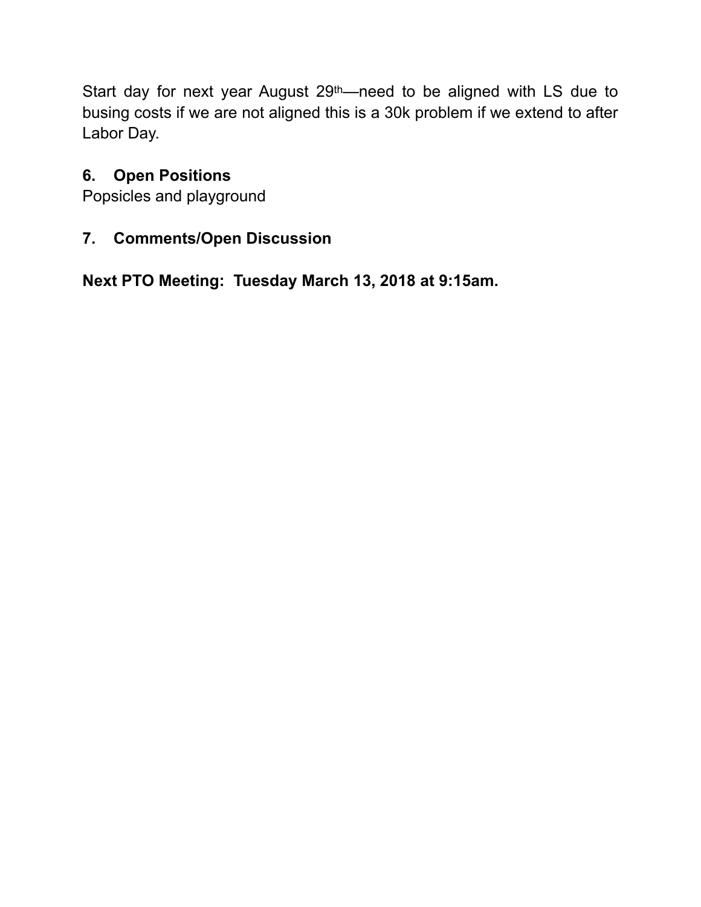Start day for next year August 29th—need to be aligned with LS due to busing costs if we are not aligned this is a 30k problem if we extend to after Labor Day.

## 6. Open Positions

Popsicles and playground

## 7. Comments/Open Discussion

**Next PTO Meeting: Tuesday March 13, 2018 at 9:15am.**